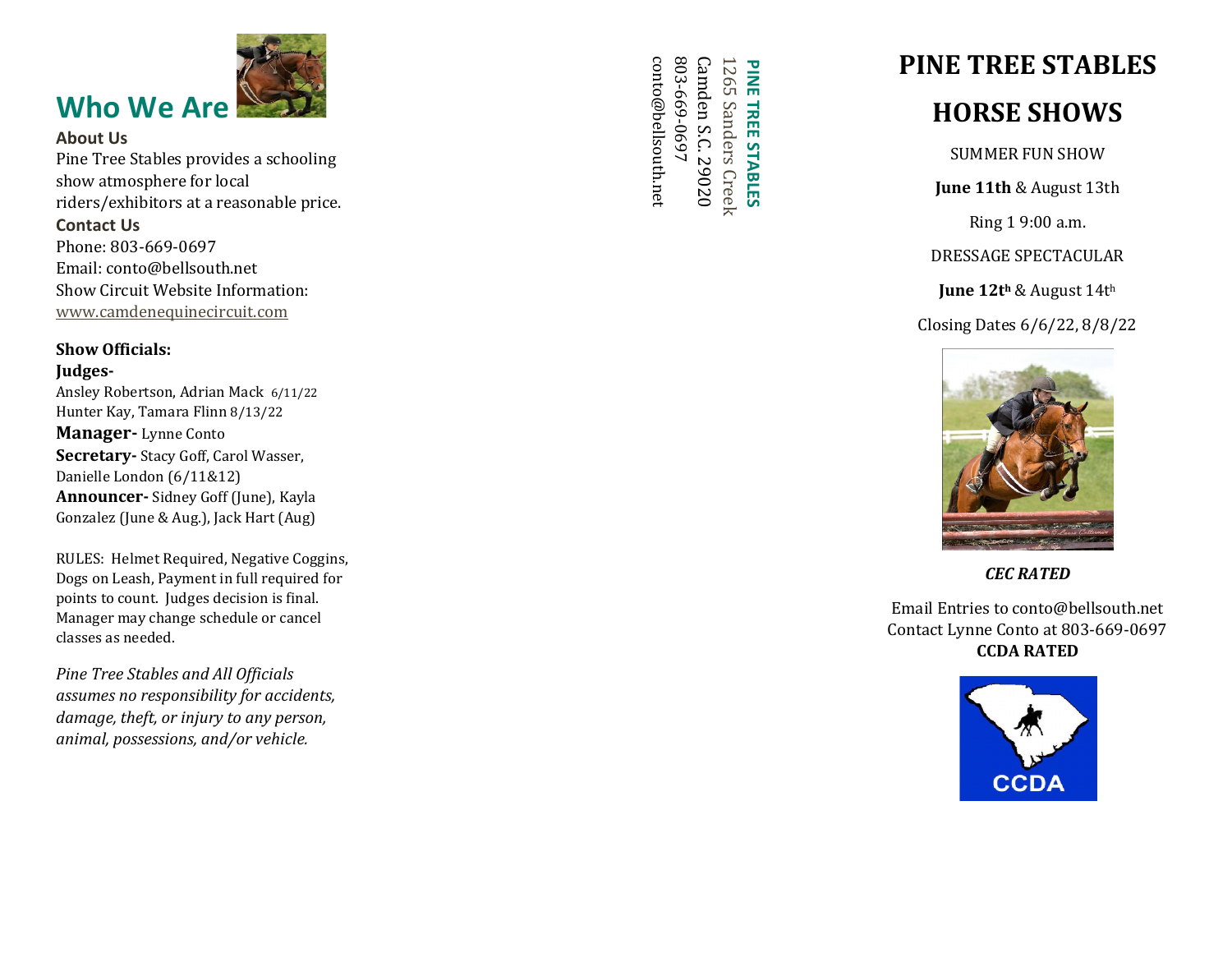## Who We Are

### About Us

Pine Tree Stables provides a schooling show atmosphere for local riders/exhibitors at a reasonable price.

### Contact Us

Phone: 803-669-0697
Email: conto@bellsouth.net
Show Circuit Website Information:
www.camdenequinecircuit.com

**Show Officials:**

**Judges-**
Ansley Robertson, Adrian Mack 6/11/22
Hunter Kay, Tamara Flinn 8/13/22

**Manager-** Lynne Conto

**Secretary-** Stacy Goff, Carol Wasser, Danielle London (6/11&12)

**Announcer-** Sidney Goff (June), Kayla Gonzalez (June & Aug.), Jack Hart (Aug)

RULES: Helmet Required, Negative Coggins, Dogs on Leash, Payment in full required for points to count. Judges decision is final. Manager may change schedule or cancel classes as needed.

*Pine Tree Stables and All Officials assumes no responsibility for accidents, damage, theft, or injury to any person, animal, possessions, and/or vehicle.*

**PINE TREE STABLES**
1265 Sanders Creek
Camden S.C. 29020
803-669-0697
conto@bellsouth.net

# PINE TREE STABLES HORSE SHOWS

SUMMER FUN SHOW

**June 11th** & August 13th

Ring 1 9:00 a.m.

DRESSAGE SPECTACULAR

**June 12th** & August 14th

Closing Dates 6/6/22, 8/8/22

***CEC RATED***

Email Entries to conto@bellsouth.net
Contact Lynne Conto at 803-669-0697
**CCDA RATED**

CCDA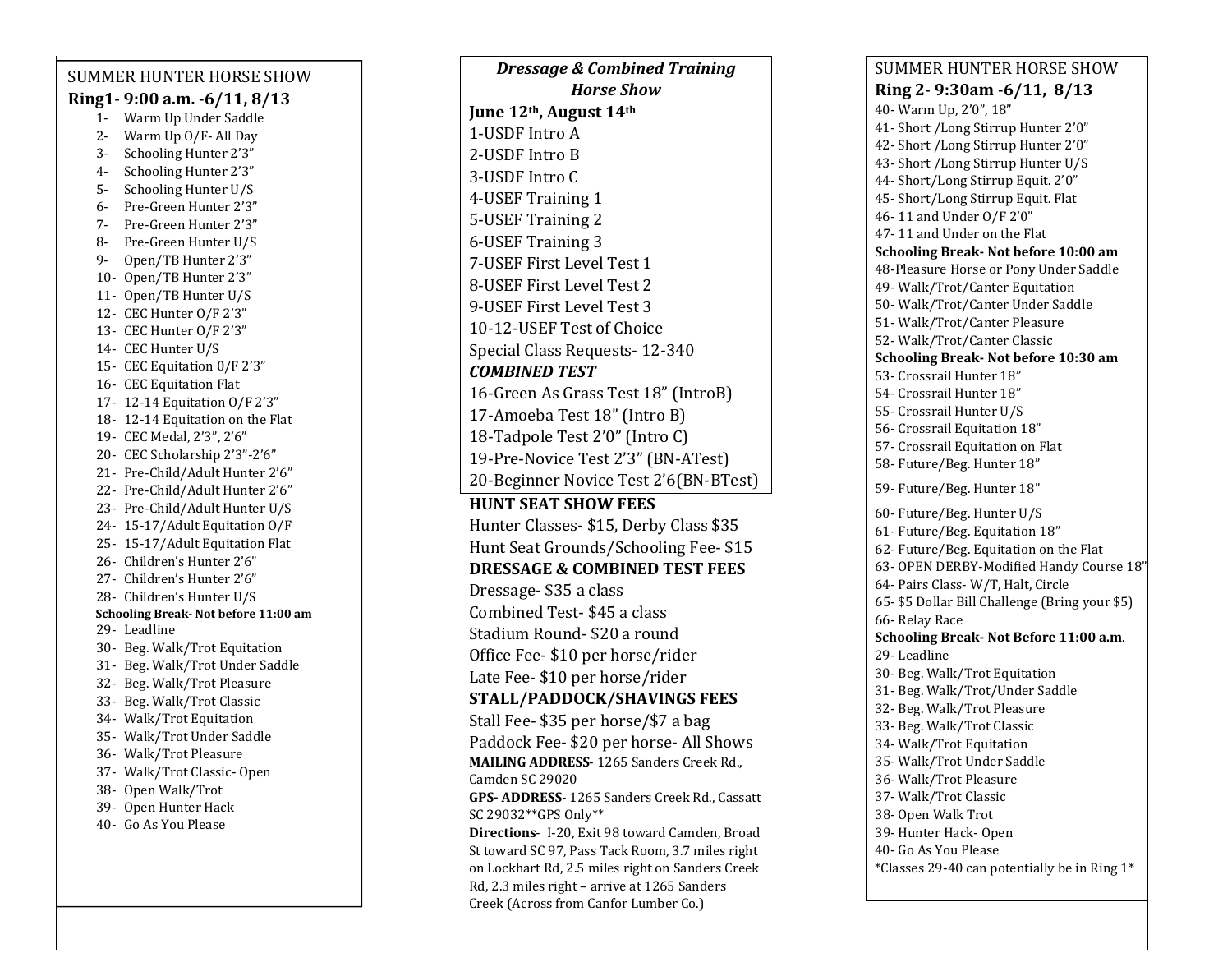SUMMER HUNTER HORSE SHOW

**Ring1- 9:00 a.m. -6/11, 8/13**

1- Warm Up Under Saddle
2- Warm Up O/F- All Day
3- Schooling Hunter 2'3"
4- Schooling Hunter 2'3"
5- Schooling Hunter U/S
6- Pre-Green Hunter 2'3"
7- Pre-Green Hunter 2'3"
8- Pre-Green Hunter U/S
9- Open/TB Hunter 2'3"
10- Open/TB Hunter 2'3"
11- Open/TB Hunter U/S
12- CEC Hunter O/F 2'3"
13- CEC Hunter O/F 2'3"
14- CEC Hunter U/S
15- CEC Equitation 0/F 2'3"
16- CEC Equitation Flat
17- 12-14 Equitation O/F 2'3"
18- 12-14 Equitation on the Flat
19- CEC Medal, 2'3", 2'6"
20- CEC Scholarship 2'3"-2'6"
21- Pre-Child/Adult Hunter 2'6"
22- Pre-Child/Adult Hunter 2'6"
23- Pre-Child/Adult Hunter U/S
24- 15-17/Adult Equitation O/F
25- 15-17/Adult Equitation Flat
26- Children's Hunter 2'6"
27- Children's Hunter 2'6"
28- Children's Hunter U/S

**Schooling Break- Not before 11:00 am**

29- Leadline
30- Beg. Walk/Trot Equitation
31- Beg. Walk/Trot Under Saddle
32- Beg. Walk/Trot Pleasure
33- Beg. Walk/Trot Classic
34- Walk/Trot Equitation
35- Walk/Trot Under Saddle
36- Walk/Trot Pleasure
37- Walk/Trot Classic- Open
38- Open Walk/Trot
39- Open Hunter Hack
40- Go As You Please

***Dressage & Combined Training Horse Show***

**June 12th, August 14th**

1-USDF Intro A
2-USDF Intro B
3-USDF Intro C
4-USEF Training 1
5-USEF Training 2
6-USEF Training 3
7-USEF First Level Test 1
8-USEF First Level Test 2
9-USEF First Level Test 3
10-12-USEF Test of Choice
Special Class Requests- 12-340

***COMBINED TEST***

16-Green As Grass Test 18" (IntroB)
17-Amoeba Test 18" (Intro B)
18-Tadpole Test 2'0" (Intro C)
19-Pre-Novice Test 2'3" (BN-ATest)
20-Beginner Novice Test 2'6(BN-BTest)

**HUNT SEAT SHOW FEES**

Hunter Classes- $15, Derby Class $35
Hunt Seat Grounds/Schooling Fee- $15

**DRESSAGE & COMBINED TEST FEES**

Dressage- $35 a class
Combined Test- $45 a class
Stadium Round- $20 a round
Office Fee- $10 per horse/rider
Late Fee- $10 per horse/rider

**STALL/PADDOCK/SHAVINGS FEES**

Stall Fee- $35 per horse/$7 a bag
Paddock Fee- $20 per horse- All Shows

**MAILING ADDRESS**- 1265 Sanders Creek Rd., Camden SC 29020

**GPS- ADDRESS**- 1265 Sanders Creek Rd., Cassatt SC 29032**GPS Only**

**Directions**- I-20, Exit 98 toward Camden, Broad St toward SC 97, Pass Tack Room, 3.7 miles right on Lockhart Rd, 2.5 miles right on Sanders Creek Rd, 2.3 miles right – arrive at 1265 Sanders Creek (Across from Canfor Lumber Co.)

SUMMER HUNTER HORSE SHOW

**Ring 2- 9:30am -6/11, 8/13**

40- Warm Up, 2'0", 18"
41- Short /Long Stirrup Hunter 2'0"
42- Short /Long Stirrup Hunter 2'0"
43- Short /Long Stirrup Hunter U/S
44- Short/Long Stirrup Equit. 2'0"
45- Short/Long Stirrup Equit. Flat
46- 11 and Under O/F 2'0"
47- 11 and Under on the Flat

**Schooling Break- Not before 10:00 am**

48-Pleasure Horse or Pony Under Saddle
49- Walk/Trot/Canter Equitation
50- Walk/Trot/Canter Under Saddle
51- Walk/Trot/Canter Pleasure
52- Walk/Trot/Canter Classic

**Schooling Break- Not before 10:30 am**

53- Crossrail Hunter 18"
54- Crossrail Hunter 18"
55- Crossrail Hunter U/S
56- Crossrail Equitation 18"
57- Crossrail Equitation on Flat
58- Future/Beg. Hunter 18"
59- Future/Beg. Hunter 18"
60- Future/Beg. Hunter U/S
61- Future/Beg. Equitation 18"
62- Future/Beg. Equitation on the Flat
63- OPEN DERBY-Modified Handy Course 18"
64- Pairs Class- W/T, Halt, Circle
65- $5 Dollar Bill Challenge (Bring your $5)
66- Relay Race

**Schooling Break- Not Before 11:00 a.m**.

29- Leadline
30- Beg. Walk/Trot Equitation
31- Beg. Walk/Trot/Under Saddle
32- Beg. Walk/Trot Pleasure
33- Beg. Walk/Trot Classic
34- Walk/Trot Equitation
35- Walk/Trot Under Saddle
36- Walk/Trot Pleasure
37- Walk/Trot Classic
38- Open Walk Trot
39- Hunter Hack- Open
40- Go As You Please

*Classes 29-40 can potentially be in Ring 1*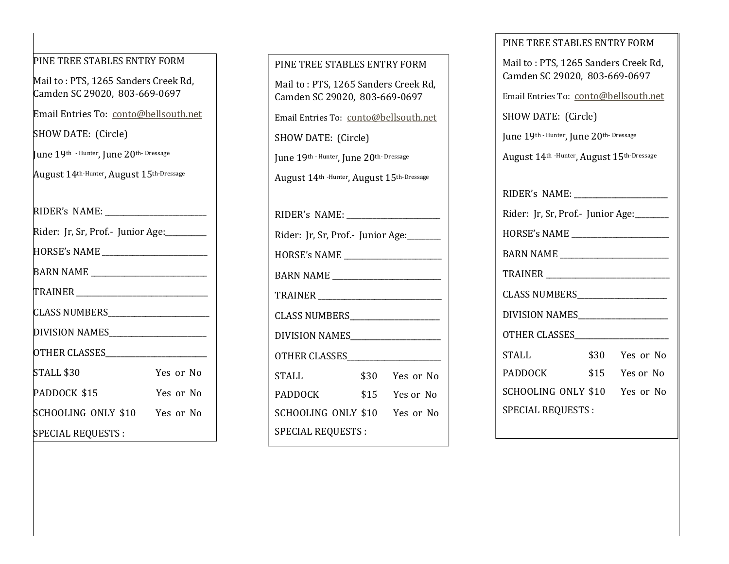PINE TREE STABLES ENTRY FORM

Mail to : PTS, 1265 Sanders Creek Rd, Camden SC 29020, 803-669-0697

Email Entries To: conto@bellsouth.net

SHOW DATE: (Circle)

June 19th - Hunter, June 20th- Dressage

August 14th-Hunter, August 15th-Dressage

RIDER's NAME: ___________________________

Rider: Jr, Sr, Prof.- Junior Age:__________

HORSE's NAME ___________________________

BARN NAME ______________________________

TRAINER _________________________________

CLASS NUMBERS___________________________

DIVISION NAMES__________________________

OTHER CLASSES___________________________

STALL $30 Yes or No

PADDOCK $15 Yes or No

SCHOOLING ONLY $10 Yes or No

SPECIAL REQUESTS :

PINE TREE STABLES ENTRY FORM

Mail to : PTS, 1265 Sanders Creek Rd, Camden SC 29020, 803-669-0697

Email Entries To: conto@bellsouth.net

SHOW DATE: (Circle)

June 19th - Hunter, June 20th- Dressage

August 14th -Hunter, August 15th-Dressage

RIDER's NAME: _________________________

Rider: Jr, Sr, Prof.- Junior Age:________

HORSE's NAME __________________________

BARN NAME _____________________________

TRAINER _______________________________

CLASS NUMBERS__________________________

DIVISION NAMES_________________________

OTHER CLASSES__________________________

STALL $30 Yes or No

PADDOCK $15 Yes or No

SCHOOLING ONLY $10 Yes or No

SPECIAL REQUESTS :

PINE TREE STABLES ENTRY FORM

Mail to : PTS, 1265 Sanders Creek Rd, Camden SC 29020, 803-669-0697

Email Entries To: conto@bellsouth.net

SHOW DATE: (Circle)

June 19th - Hunter, June 20th- Dressage

August 14th -Hunter, August 15th-Dressage

RIDER's NAME: _________________________

Rider: Jr, Sr, Prof.- Junior Age:________

HORSE's NAME __________________________

BARN NAME _____________________________

TRAINER _______________________________

CLASS NUMBERS__________________________

DIVISION NAMES_________________________

OTHER CLASSES__________________________

STALL $30 Yes or No

PADDOCK $15 Yes or No

SCHOOLING ONLY $10 Yes or No

SPECIAL REQUESTS :